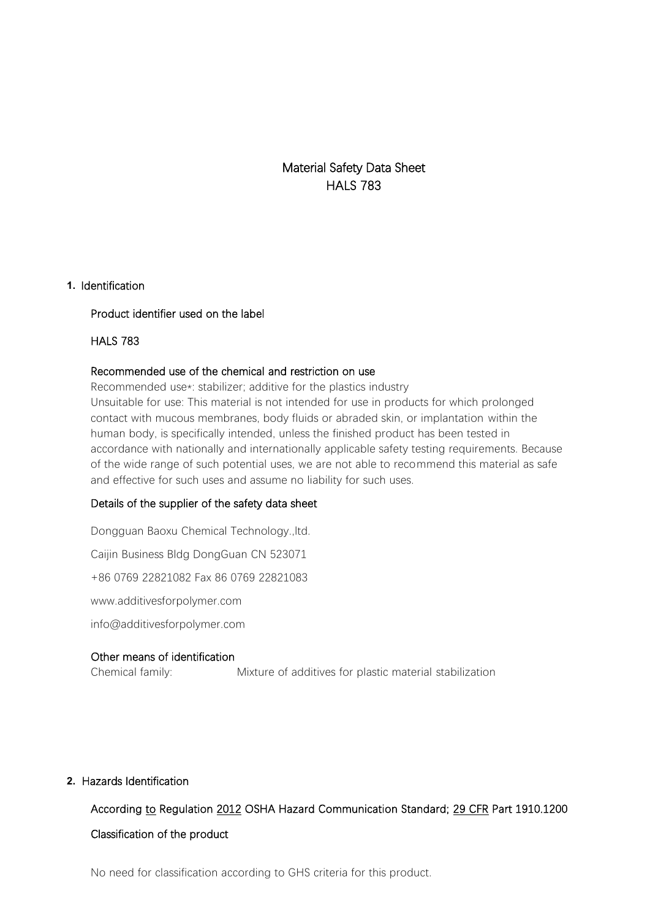# Material Safety Data Sheet
# HALS 783

## 1. Identification

### Product identifier used on the label

HALS 783

### Recommended use of the chemical and restriction on use

Recommended use*: stabilizer; additive for the plastics industry
Unsuitable for use: This material is not intended for use in products for which prolonged contact with mucous membranes, body fluids or abraded skin, or implantation within the human body, is specifically intended, unless the finished product has been tested in accordance with nationally and internationally applicable safety testing requirements. Because of the wide range of such potential uses, we are not able to recommend this material as safe and effective for such uses and assume no liability for such uses.

### Details of the supplier of the safety data sheet

Dongguan Baoxu Chemical Technology.,ltd.

Caijin Business Bldg DongGuan CN 523071

+86 0769 22821082 Fax 86 0769 22821083

www.additivesforpolymer.com

info@additivesforpolymer.com

### Other means of identification

Chemical family: Mixture of additives for plastic material stabilization

## 2. Hazards Identification

According to Regulation 2012 OSHA Hazard Communication Standard; 29 CFR Part 1910.1200

### Classification of the product

No need for classification according to GHS criteria for this product.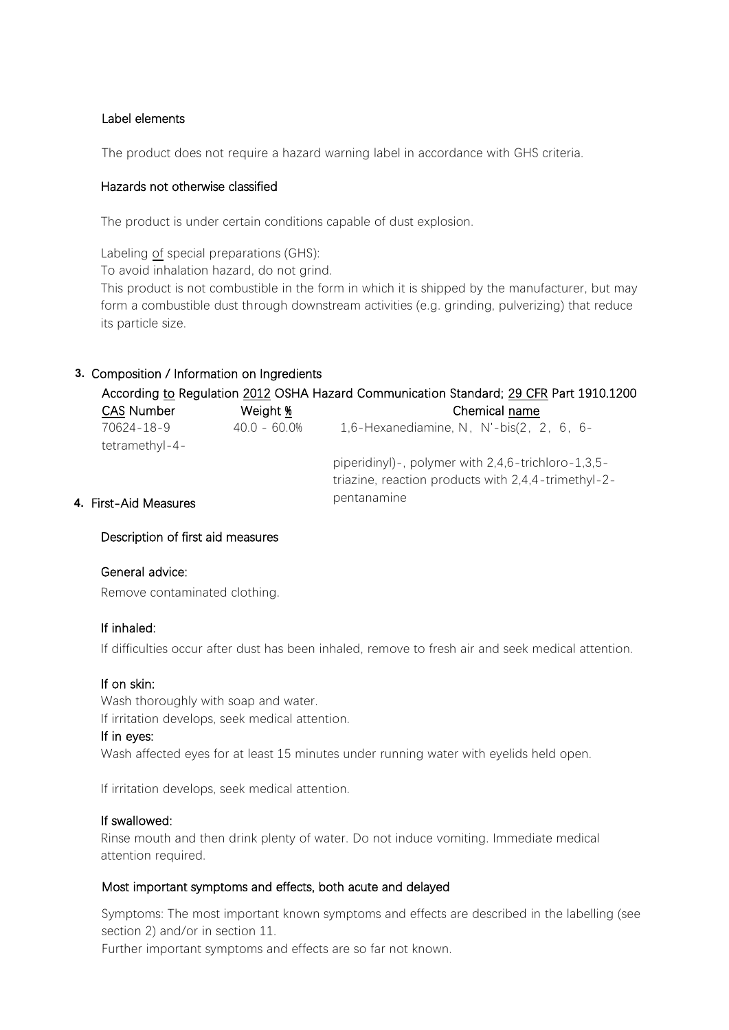### Label elements

The product does not require a hazard warning label in accordance with GHS criteria.

### Hazards not otherwise classified

The product is under certain conditions capable of dust explosion.

Labeling of special preparations (GHS):
To avoid inhalation hazard, do not grind.
This product is not combustible in the form in which it is shipped by the manufacturer, but may form a combustible dust through downstream activities (e.g. grinding, pulverizing) that reduce its particle size.

## 3. Composition / Information on Ingredients

According to Regulation 2012 OSHA Hazard Communication Standard; 29 CFR Part 1910.1200

| CAS Number | Weight % | Chemical name |
| --- | --- | --- |
| 70624-18-9 | 40.0 - 60.0% | 1,6-Hexanediamine, N，N'-bis(2，2，6，6-tetramethyl-4-piperidinyl)-, polymer with 2,4,6-trichloro-1,3,5-triazine, reaction products with 2,4,4-trimethyl-2-pentanamine |

## 4. First-Aid Measures

### Description of first aid measures

**General advice:**

Remove contaminated clothing.

**If inhaled:**

If difficulties occur after dust has been inhaled, remove to fresh air and seek medical attention.

**If on skin:**

Wash thoroughly with soap and water.
If irritation develops, seek medical attention.

**If in eyes:**

Wash affected eyes for at least 15 minutes under running water with eyelids held open.

If irritation develops, seek medical attention.

**If swallowed:**

Rinse mouth and then drink plenty of water. Do not induce vomiting. Immediate medical attention required.

### Most important symptoms and effects, both acute and delayed

Symptoms: The most important known symptoms and effects are described in the labelling (see section 2) and/or in section 11.
Further important symptoms and effects are so far not known.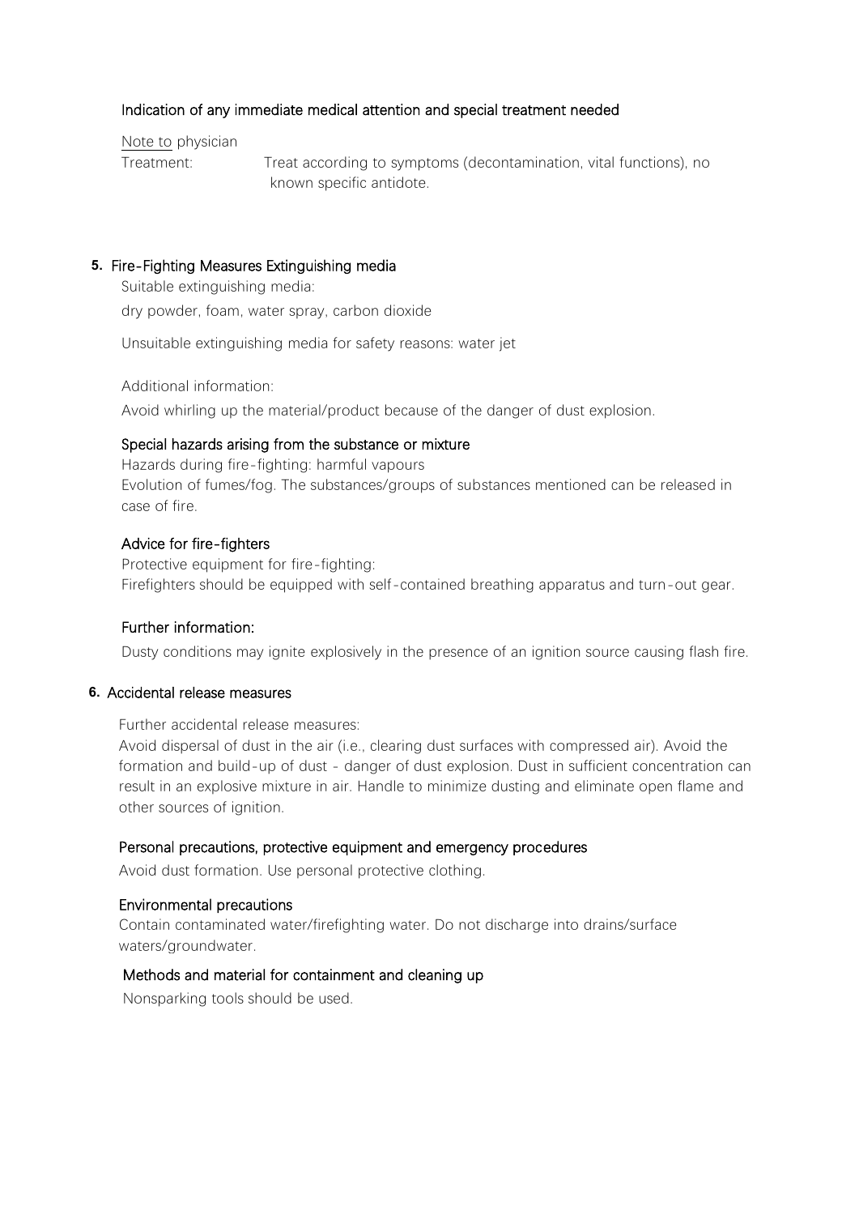### Indication of any immediate medical attention and special treatment needed

Note to physician

Treatment: Treat according to symptoms (decontamination, vital functions), no known specific antidote.

## 5. Fire-Fighting Measures Extinguishing media

Suitable extinguishing media:

dry powder, foam, water spray, carbon dioxide

Unsuitable extinguishing media for safety reasons: water jet

Additional information:

Avoid whirling up the material/product because of the danger of dust explosion.

### Special hazards arising from the substance or mixture

Hazards during fire-fighting: harmful vapours

Evolution of fumes/fog. The substances/groups of substances mentioned can be released in case of fire.

### Advice for fire-fighters

Protective equipment for fire-fighting:

Firefighters should be equipped with self-contained breathing apparatus and turn-out gear.

### Further information:

Dusty conditions may ignite explosively in the presence of an ignition source causing flash fire.

## 6. Accidental release measures

Further accidental release measures:

Avoid dispersal of dust in the air (i.e., clearing dust surfaces with compressed air). Avoid the formation and build-up of dust - danger of dust explosion. Dust in sufficient concentration can result in an explosive mixture in air. Handle to minimize dusting and eliminate open flame and other sources of ignition.

### Personal precautions, protective equipment and emergency procedures

Avoid dust formation. Use personal protective clothing.

### Environmental precautions

Contain contaminated water/firefighting water. Do not discharge into drains/surface waters/groundwater.

### Methods and material for containment and cleaning up

Nonsparking tools should be used.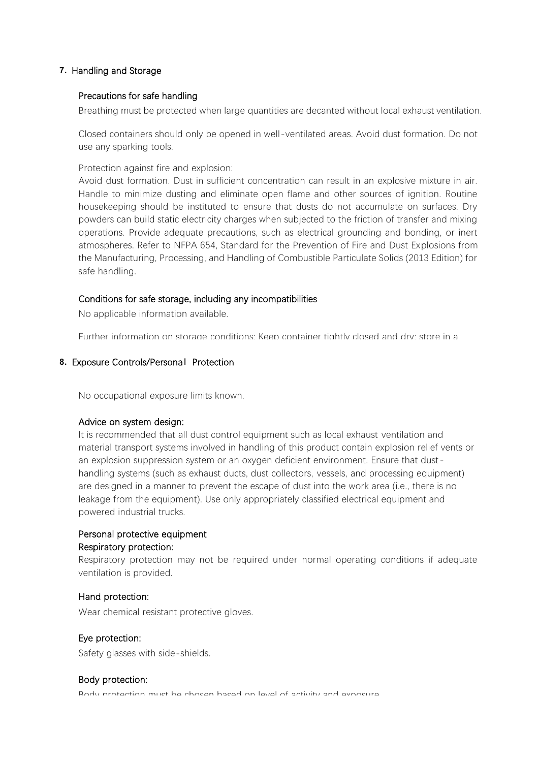## 7. Handling and Storage

### Precautions for safe handling

Breathing must be protected when large quantities are decanted without local exhaust ventilation.

Closed containers should only be opened in well-ventilated areas. Avoid dust formation. Do not use any sparking tools.

Protection against fire and explosion:

Avoid dust formation. Dust in sufficient concentration can result in an explosive mixture in air. Handle to minimize dusting and eliminate open flame and other sources of ignition. Routine housekeeping should be instituted to ensure that dusts do not accumulate on surfaces. Dry powders can build static electricity charges when subjected to the friction of transfer and mixing operations. Provide adequate precautions, such as electrical grounding and bonding, or inert atmospheres. Refer to NFPA 654, Standard for the Prevention of Fire and Dust Explosions from the Manufacturing, Processing, and Handling of Combustible Particulate Solids (2013 Edition) for safe handling.

### Conditions for safe storage, including any incompatibilities

No applicable information available.

Further information on storage conditions: Keep container tightly closed and dry; store in a

## 8. Exposure Controls/Personal Protection

No occupational exposure limits known.

### Advice on system design:

It is recommended that all dust control equipment such as local exhaust ventilation and material transport systems involved in handling of this product contain explosion relief vents or an explosion suppression system or an oxygen deficient environment. Ensure that dust-handling systems (such as exhaust ducts, dust collectors, vessels, and processing equipment) are designed in a manner to prevent the escape of dust into the work area (i.e., there is no leakage from the equipment). Use only appropriately classified electrical equipment and powered industrial trucks.

### Personal protective equipment

#### Respiratory protection:

Respiratory protection may not be required under normal operating conditions if adequate ventilation is provided.

#### Hand protection:

Wear chemical resistant protective gloves.

#### Eye protection:

Safety glasses with side-shields.

#### Body protection:

Body protection must be chosen based on level of activity and exposure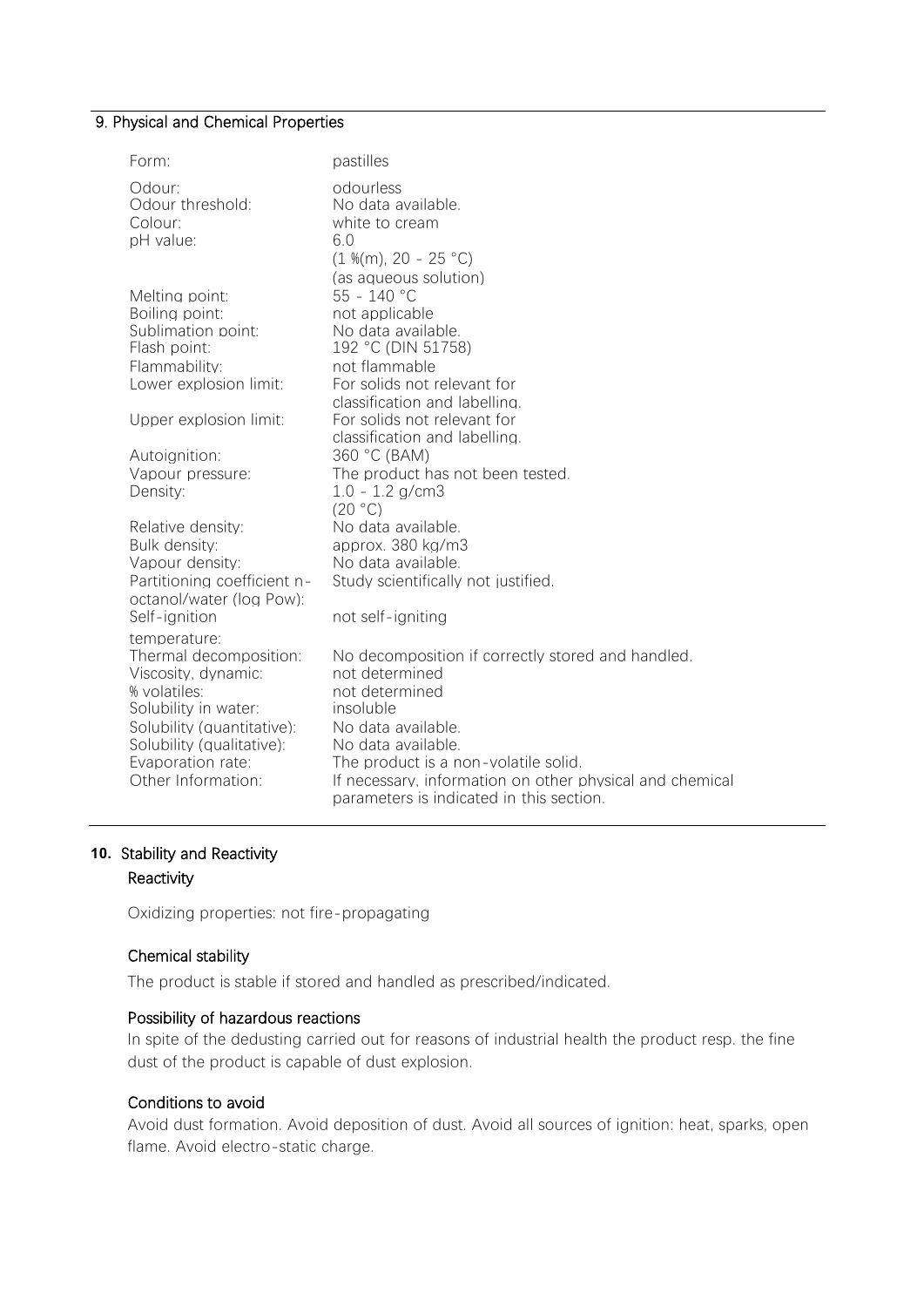## 9. Physical and Chemical Properties

| | |
|---|---|
| Form: | pastilles |
| Odour: | odourless |
| Odour threshold: | No data available. |
| Colour: | white to cream |
| pH value: | 6.0 (1 %(m), 20 - 25 °C) (as aqueous solution) |
| Melting point: | 55 - 140 °C |
| Boiling point: | not applicable |
| Sublimation point: | No data available. |
| Flash point: | 192 °C (DIN 51758) |
| Flammability: | not flammable |
| Lower explosion limit: | For solids not relevant for classification and labelling. |
| Upper explosion limit: | For solids not relevant for classification and labelling. |
| Autoignition: | 360 °C (BAM) |
| Vapour pressure: | The product has not been tested. |
| Density: | 1.0 - 1.2 g/cm3 (20 °C) |
| Relative density: | No data available. |
| Bulk density: | approx. 380 kg/m3 |
| Vapour density: | No data available. |
| Partitioning coefficient n-octanol/water (log Pow): | Study scientifically not justified. |
| Self-ignition temperature: | not self-igniting |
| Thermal decomposition: | No decomposition if correctly stored and handled. |
| Viscosity, dynamic: | not determined |
| % volatiles: | not determined |
| Solubility in water: | insoluble |
| Solubility (quantitative): | No data available. |
| Solubility (qualitative): | No data available. |
| Evaporation rate: | The product is a non-volatile solid. |
| Other Information: | If necessary, information on other physical and chemical parameters is indicated in this section. |

## 10. Stability and Reactivity

### Reactivity

Oxidizing properties: not fire-propagating

### Chemical stability

The product is stable if stored and handled as prescribed/indicated.

### Possibility of hazardous reactions

In spite of the dedusting carried out for reasons of industrial health the product resp. the fine dust of the product is capable of dust explosion.

### Conditions to avoid

Avoid dust formation. Avoid deposition of dust. Avoid all sources of ignition: heat, sparks, open flame. Avoid electro-static charge.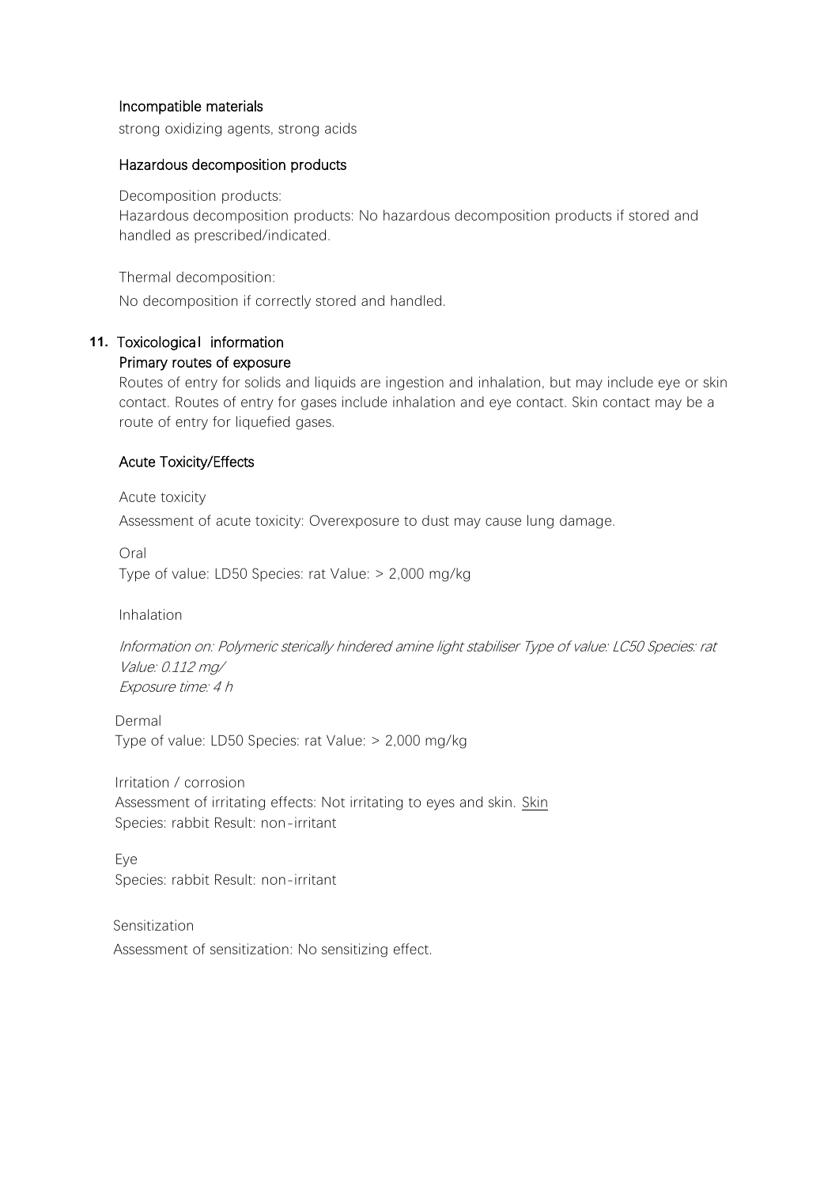### Incompatible materials

strong oxidizing agents, strong acids

### Hazardous decomposition products

Decomposition products:

Hazardous decomposition products: No hazardous decomposition products if stored and handled as prescribed/indicated.

Thermal decomposition:

No decomposition if correctly stored and handled.

## 11. Toxicological information

### Primary routes of exposure

Routes of entry for solids and liquids are ingestion and inhalation, but may include eye or skin contact. Routes of entry for gases include inhalation and eye contact. Skin contact may be a route of entry for liquefied gases.

### Acute Toxicity/Effects

Acute toxicity

Assessment of acute toxicity: Overexposure to dust may cause lung damage.

Oral

Type of value: LD50 Species: rat Value: > 2,000 mg/kg

Inhalation

*Information on: Polymeric sterically hindered amine light stabiliser Type of value: LC50 Species: rat Value: 0.112 mg/*
*Exposure time: 4 h*

Dermal

Type of value: LD50 Species: rat Value: > 2,000 mg/kg

Irritation / corrosion

Assessment of irritating effects: Not irritating to eyes and skin. Skin

Species: rabbit Result: non-irritant

Eye

Species: rabbit Result: non-irritant

Sensitization

Assessment of sensitization: No sensitizing effect.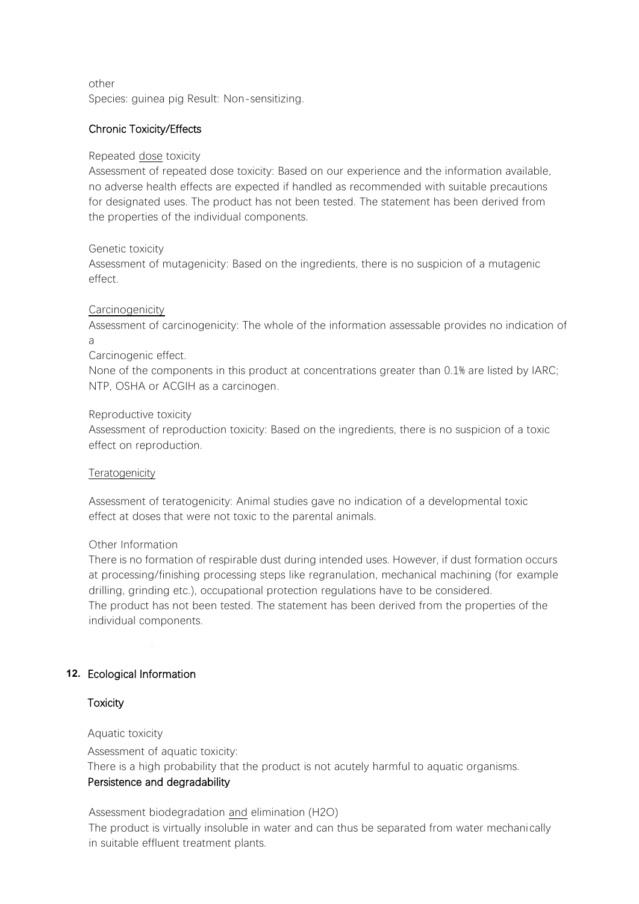other

Species: guinea pig Result: Non-sensitizing.

### Chronic Toxicity/Effects

Repeated dose toxicity

Assessment of repeated dose toxicity: Based on our experience and the information available, no adverse health effects are expected if handled as recommended with suitable precautions for designated uses. The product has not been tested. The statement has been derived from the properties of the individual components.

Genetic toxicity

Assessment of mutagenicity: Based on the ingredients, there is no suspicion of a mutagenic effect.

Carcinogenicity

Assessment of carcinogenicity: The whole of the information assessable provides no indication of a

Carcinogenic effect.

None of the components in this product at concentrations greater than 0.1% are listed by IARC; NTP, OSHA or ACGIH as a carcinogen.

Reproductive toxicity

Assessment of reproduction toxicity: Based on the ingredients, there is no suspicion of a toxic effect on reproduction.

Teratogenicity

Assessment of teratogenicity: Animal studies gave no indication of a developmental toxic effect at doses that were not toxic to the parental animals.

Other Information

There is no formation of respirable dust during intended uses. However, if dust formation occurs at processing/finishing processing steps like regranulation, mechanical machining (for example drilling, grinding etc.), occupational protection regulations have to be considered.

The product has not been tested. The statement has been derived from the properties of the individual components.

## 12. Ecological Information

### Toxicity

Aquatic toxicity

Assessment of aquatic toxicity:

There is a high probability that the product is not acutely harmful to aquatic organisms.

### Persistence and degradability

Assessment biodegradation and elimination ($H2O$)

The product is virtually insoluble in water and can thus be separated from water mechanically in suitable effluent treatment plants.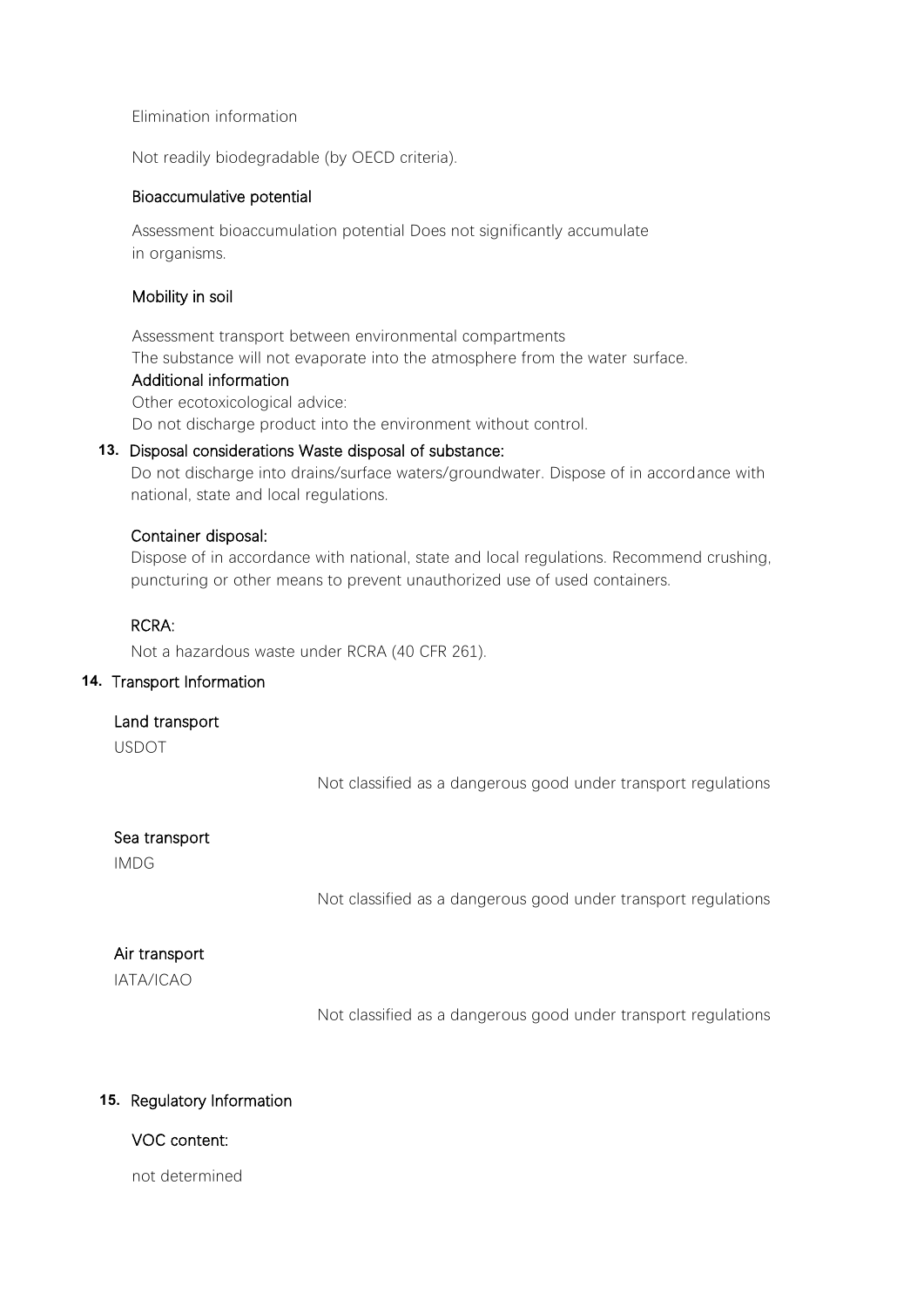Elimination information

Not readily biodegradable (by OECD criteria).

### Bioaccumulative potential

Assessment bioaccumulation potential Does not significantly accumulate in organisms.

### Mobility in soil

Assessment transport between environmental compartments
The substance will not evaporate into the atmosphere from the water surface.

### Additional information

Other ecotoxicological advice:
Do not discharge product into the environment without control.

## 13. Disposal considerations Waste disposal of substance:

Do not discharge into drains/surface waters/groundwater. Dispose of in accordance with national, state and local regulations.

### Container disposal:

Dispose of in accordance with national, state and local regulations. Recommend crushing, puncturing or other means to prevent unauthorized use of used containers.

### RCRA:

Not a hazardous waste under RCRA (40 CFR 261).

## 14. Transport Information

### Land transport

USDOT

Not classified as a dangerous good under transport regulations

### Sea transport

IMDG

Not classified as a dangerous good under transport regulations

### Air transport

IATA/ICAO

Not classified as a dangerous good under transport regulations

## 15. Regulatory Information

### VOC content:

not determined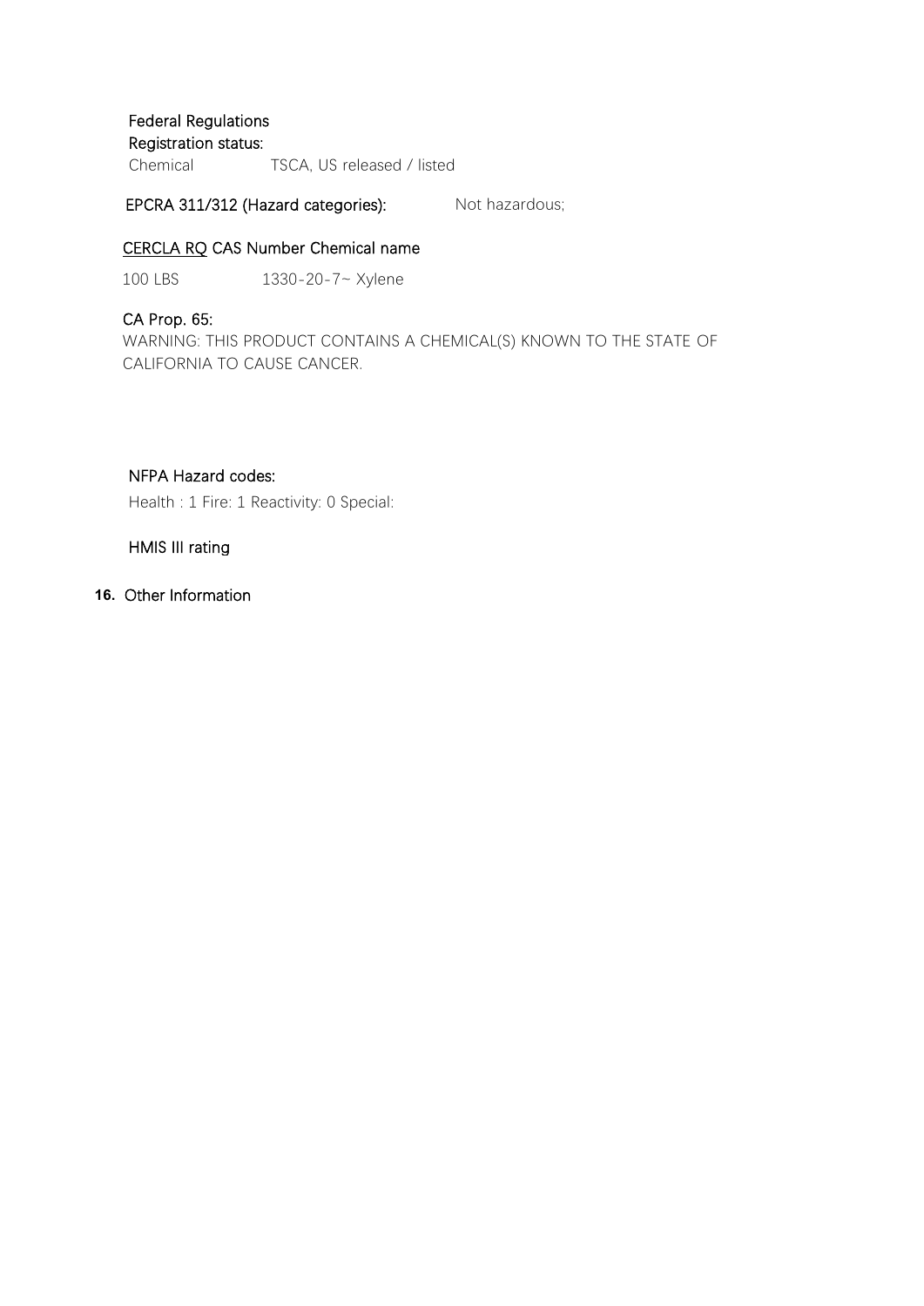Federal Regulations

Registration status:

Chemical TSCA, US released / listed

EPCRA 311/312 (Hazard categories): Not hazardous;

CERCLA RQ CAS Number Chemical name

100 LBS 1330-20-7~ Xylene

CA Prop. 65:

WARNING: THIS PRODUCT CONTAINS A CHEMICAL(S) KNOWN TO THE STATE OF CALIFORNIA TO CAUSE CANCER.

NFPA Hazard codes:

Health : 1 Fire: 1 Reactivity: 0 Special:

HMIS III rating

## 16. Other Information